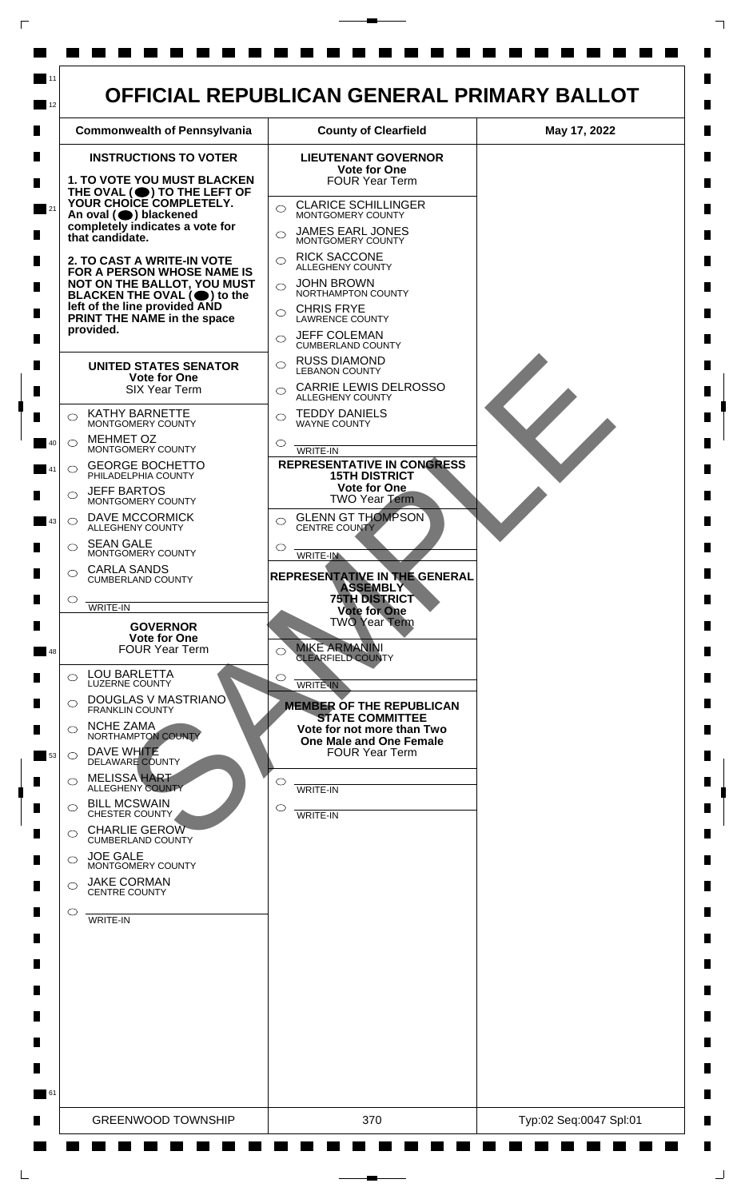# OFFICIAL REPUBLICAN GENERAL PRIMARY BALLOT

| Commonwealth of Pennsylvania | County of Clearfield | May 17, 2022 |
|---|---|---|

## INSTRUCTIONS TO VOTER

**1. TO VOTE YOU MUST BLACKEN THE OVAL ( ) TO THE LEFT OF YOUR CHOICE COMPLETELY. An oval ( ) blackened completely indicates a vote for that candidate.**

**2. TO CAST A WRITE-IN VOTE FOR A PERSON WHOSE NAME IS NOT ON THE BALLOT, YOU MUST BLACKEN THE OVAL ( ) to the left of the line provided AND PRINT THE NAME in the space provided.**

## UNITED STATES SENATOR
**Vote for One**
SIX Year Term

- ○ KATHY BARNETTE — MONTGOMERY COUNTY
- ○ MEHMET OZ — MONTGOMERY COUNTY
- ○ GEORGE BOCHETTO — PHILADELPHIA COUNTY
- ○ JEFF BARTOS — MONTGOMERY COUNTY
- ○ DAVE MCCORMICK — ALLEGHENY COUNTY
- ○ SEAN GALE — MONTGOMERY COUNTY
- ○ CARLA SANDS — CUMBERLAND COUNTY
- ○ ________ WRITE-IN

## GOVERNOR
**Vote for One**
FOUR Year Term

- ○ LOU BARLETTA — LUZERNE COUNTY
- ○ DOUGLAS V MASTRIANO — FRANKLIN COUNTY
- ○ NCHE ZAMA — NORTHAMPTON COUNTY
- ○ DAVE WHITE — DELAWARE COUNTY
- ○ MELISSA HART — ALLEGHENY COUNTY
- ○ BILL MCSWAIN — CHESTER COUNTY
- ○ CHARLIE GEROW — CUMBERLAND COUNTY
- ○ JOE GALE — MONTGOMERY COUNTY
- ○ JAKE CORMAN — CENTRE COUNTY
- ○ ________ WRITE-IN

## LIEUTENANT GOVERNOR
**Vote for One**
FOUR Year Term

- ○ CLARICE SCHILLINGER — MONTGOMERY COUNTY
- ○ JAMES EARL JONES — MONTGOMERY COUNTY
- ○ RICK SACCONE — ALLEGHENY COUNTY
- ○ JOHN BROWN — NORTHAMPTON COUNTY
- ○ CHRIS FRYE — LAWRENCE COUNTY
- ○ JEFF COLEMAN — CUMBERLAND COUNTY
- ○ RUSS DIAMOND — LEBANON COUNTY
- ○ CARRIE LEWIS DELROSSO — ALLEGHENY COUNTY
- ○ TEDDY DANIELS — WAYNE COUNTY
- ○ ________ WRITE-IN

## REPRESENTATIVE IN CONGRESS
**15TH DISTRICT**
**Vote for One**
TWO Year Term

- ○ GLENN GT THOMPSON — CENTRE COUNTY
- ○ ________ WRITE-IN

## REPRESENTATIVE IN THE GENERAL ASSEMBLY
**75TH DISTRICT**
**Vote for One**
TWO Year Term

- ○ MIKE ARMANINI — CLEARFIELD COUNTY
- ○ ________ WRITE-IN

## MEMBER OF THE REPUBLICAN STATE COMMITTEE
**Vote for not more than Two**
**One Male and One Female**
FOUR Year Term

- ○ ________ WRITE-IN
- ○ ________ WRITE-IN

SAMPLE

| GREENWOOD TOWNSHIP | 370 | Typ:02 Seq:0047 Spl:01 |
|---|---|---|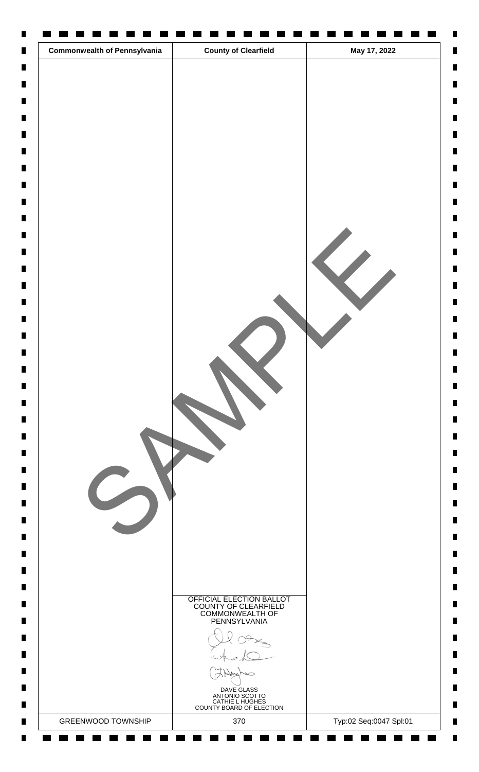| Commonwealth of Pennsylvania | County of Clearfield | May 17, 2022 |
| --- | --- | --- |

SAMPLE

OFFICIAL ELECTION BALLOT
COUNTY OF CLEARFIELD
COMMONWEALTH OF
PENNSYLVANIA

DAVE GLASS
ANTONIO SCOTTO
CATHIE L HUGHES
COUNTY BOARD OF ELECTION

| | | |
| --- | --- | --- |
| GREENWOOD TOWNSHIP | 370 | Typ:02 Seq:0047 Spl:01 |